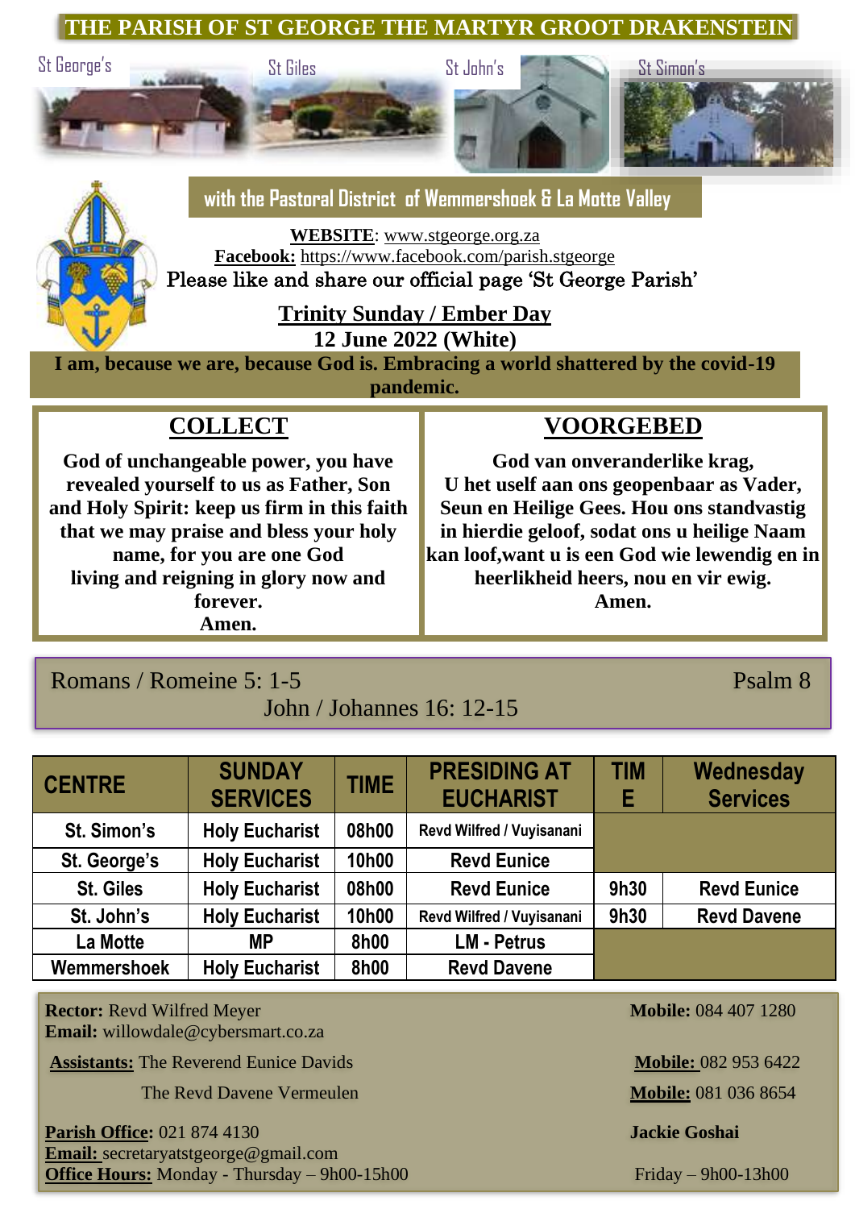# THE PARISH OF ST GEORGE THE MARTYR GROOT DRAKENSTEIN

St George's | St Giles | St John's | St Simon's

## with the Pastoral District of Wemmershoek & La Motte Valley

**WEBSITE**: www.stgeorge.org.za
**Facebook:** https://www.facebook.com/parish.stgeorge
Please like and share our official page 'St George Parish'

**Trinity Sunday / Ember Day**
**12 June 2022 (White)**

**I am, because we are, because God is. Embracing a world shattered by the covid-19 pandemic.**

## COLLECT

**God of unchangeable power, you have revealed yourself to us as Father, Son and Holy Spirit: keep us firm in this faith that we may praise and bless your holy name, for you are one God living and reigning in glory now and forever.**
**Amen.**

## VOORGEBED

**God van onveranderlike krag,**
**U het uself aan ons geopenbaar as Vader, Seun en Heilige Gees. Hou ons standvastig in hierdie geloof, sodat ons u heilige Naam kan loof,want u is een God wie lewendig en in heerlikheid heers, nou en vir ewig.**
**Amen.**

Romans / Romeine 5: 1-5
Psalm 8
John / Johannes 16: 12-15

| CENTRE | SUNDAY SERVICES | TIME | PRESIDING AT EUCHARIST | TIME | Wednesday Services |
|---|---|---|---|---|---|
| St. Simon's | Holy Eucharist | 08h00 | Revd Wilfred / Vuyisanani | | |
| St. George's | Holy Eucharist | 10h00 | Revd Eunice | | |
| St. Giles | Holy Eucharist | 08h00 | Revd Eunice | 9h30 | Revd Eunice |
| St. John's | Holy Eucharist | 10h00 | Revd Wilfred / Vuyisanani | 9h30 | Revd Davene |
| La Motte | MP | 8h00 | LM - Petrus | | |
| Wemmershoek | Holy Eucharist | 8h00 | Revd Davene | | |

**Rector:** Revd Wilfred Meyer — **Mobile:** 084 407 1280
**Email:** willowdale@cybersmart.co.za

**Assistants:** The Reverend Eunice Davids — **Mobile:** 082 953 6422
The Revd Davene Vermeulen — **Mobile:** 081 036 8654

**Parish Office:** 021 874 4130 — **Jackie Goshai**
**Email:** secretaryatstgeorge@gmail.com
**Office Hours:** Monday - Thursday – 9h00-15h00 — Friday – 9h00-13h00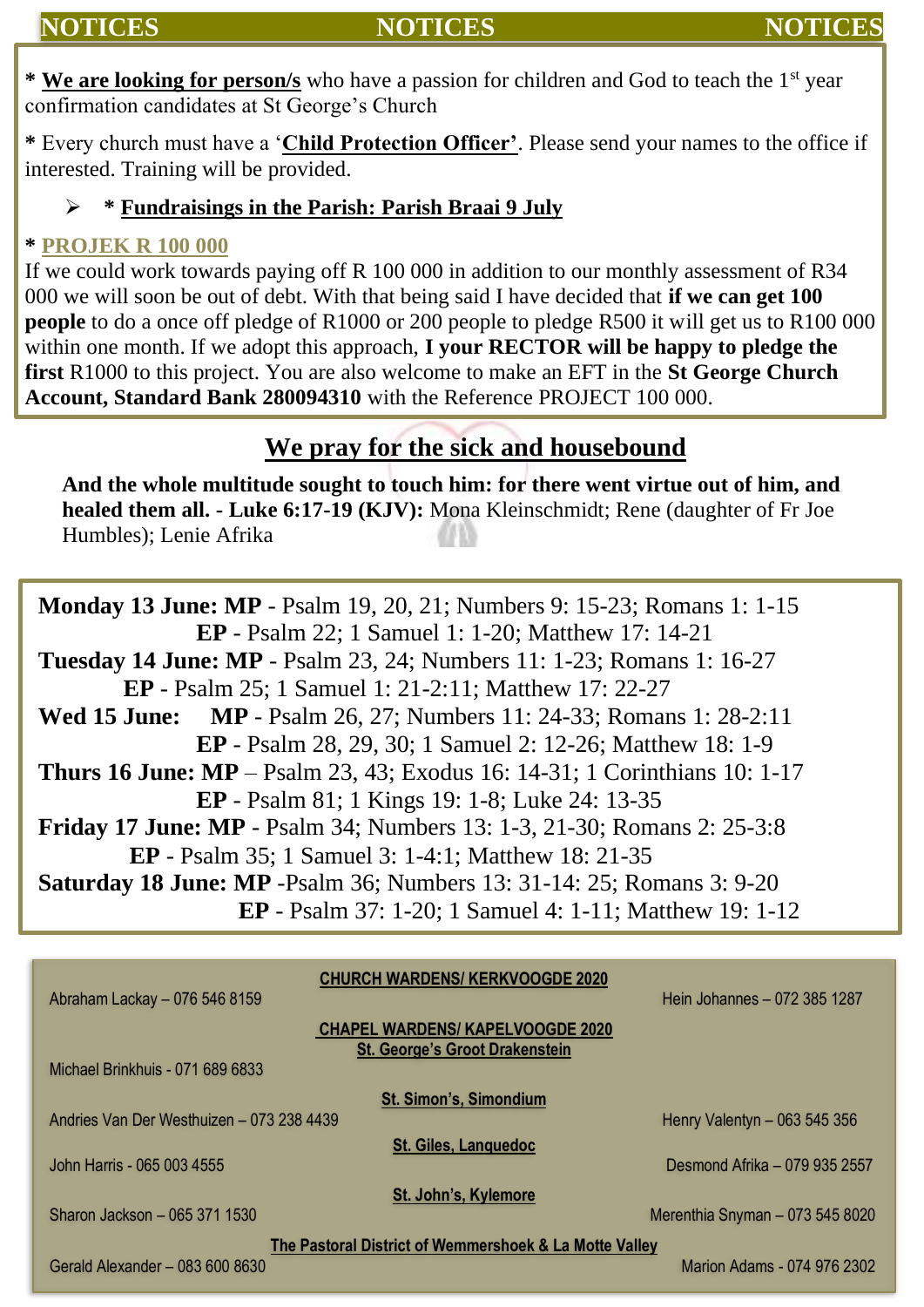# NOTICES NOTICES NOTICES

* **We are looking for person/s** who have a passion for children and God to teach the 1st year confirmation candidates at St George's Church

* Every church must have a '**Child Protection Officer'**. Please send your names to the office if interested. Training will be provided.

- * **Fundraisings in the Parish: Parish Braai 9 July**

* **PROJEK R 100 000**

If we could work towards paying off R 100 000 in addition to our monthly assessment of R34 000 we will soon be out of debt. With that being said I have decided that **if we can get 100 people** to do a once off pledge of R1000 or 200 people to pledge R500 it will get us to R100 000 within one month. If we adopt this approach, **I your RECTOR will be happy to pledge the first** R1000 to this project. You are also welcome to make an EFT in the **St George Church Account, Standard Bank 280094310** with the Reference PROJECT 100 000.

## We pray for the sick and housebound

**And the whole multitude sought to touch him: for there went virtue out of him, and healed them all. - Luke 6:17-19 (KJV):** Mona Kleinschmidt; Rene (daughter of Fr Joe Humbles); Lenie Afrika

**Monday 13 June: MP** - Psalm 19, 20, 21; Numbers 9: 15-23; Romans 1: 1-15
**EP** - Psalm 22; 1 Samuel 1: 1-20; Matthew 17: 14-21

**Tuesday 14 June: MP** - Psalm 23, 24; Numbers 11: 1-23; Romans 1: 16-27
**EP** - Psalm 25; 1 Samuel 1: 21-2:11; Matthew 17: 22-27

**Wed 15 June: MP** - Psalm 26, 27; Numbers 11: 24-33; Romans 1: 28-2:11
**EP** - Psalm 28, 29, 30; 1 Samuel 2: 12-26; Matthew 18: 1-9

**Thurs 16 June: MP** – Psalm 23, 43; Exodus 16: 14-31; 1 Corinthians 10: 1-17
**EP** - Psalm 81; 1 Kings 19: 1-8; Luke 24: 13-35

**Friday 17 June: MP** - Psalm 34; Numbers 13: 1-3, 21-30; Romans 2: 25-3:8
**EP** - Psalm 35; 1 Samuel 3: 1-4:1; Matthew 18: 21-35

**Saturday 18 June: MP** -Psalm 36; Numbers 13: 31-14: 25; Romans 3: 9-20
**EP** - Psalm 37: 1-20; 1 Samuel 4: 1-11; Matthew 19: 1-12

**CHURCH WARDENS/ KERKVOOGDE 2020**

Abraham Lackay – 076 546 8159 | Hein Johannes – 072 385 1287

**CHAPEL WARDENS/ KAPELVOOGDE 2020**

**St. George's Groot Drakenstein**

Michael Brinkhuis - 071 689 6833

**St. Simon's, Simondium**

Andries Van Der Westhuizen – 073 238 4439 | Henry Valentyn – 063 545 356

**St. Giles, Languedoc**

John Harris - 065 003 4555 | Desmond Afrika – 079 935 2557

**St. John's, Kylemore**

Sharon Jackson – 065 371 1530 | Merenthia Snyman – 073 545 8020

**The Pastoral District of Wemmershoek & La Motte Valley**

Gerald Alexander – 083 600 8630 | Marion Adams - 074 976 2302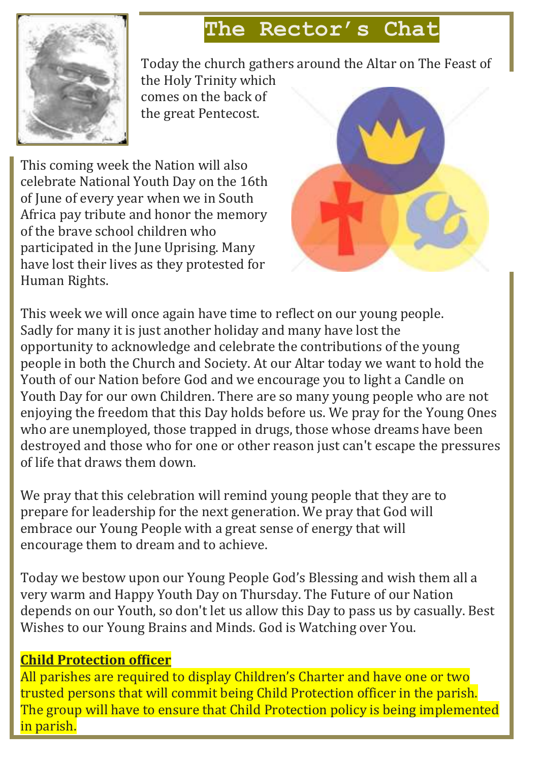# The Rector's Chat

Today the church gathers around the Altar on The Feast of the Holy Trinity which comes on the back of the great Pentecost.

This coming week the Nation will also celebrate National Youth Day on the 16th of June of every year when we in South Africa pay tribute and honor the memory of the brave school children who participated in the June Uprising. Many have lost their lives as they protested for Human Rights.

This week we will once again have time to reflect on our young people. Sadly for many it is just another holiday and many have lost the opportunity to acknowledge and celebrate the contributions of the young people in both the Church and Society. At our Altar today we want to hold the Youth of our Nation before God and we encourage you to light a Candle on Youth Day for our own Children. There are so many young people who are not enjoying the freedom that this Day holds before us. We pray for the Young Ones who are unemployed, those trapped in drugs, those whose dreams have been destroyed and those who for one or other reason just can't escape the pressures of life that draws them down.

We pray that this celebration will remind young people that they are to prepare for leadership for the next generation. We pray that God will embrace our Young People with a great sense of energy that will encourage them to dream and to achieve.

Today we bestow upon our Young People God's Blessing and wish them all a very warm and Happy Youth Day on Thursday. The Future of our Nation depends on our Youth, so don't let us allow this Day to pass us by casually. Best Wishes to our Young Brains and Minds. God is Watching over You.

**Child Protection officer**

All parishes are required to display Children's Charter and have one or two trusted persons that will commit being Child Protection officer in the parish. The group will have to ensure that Child Protection policy is being implemented in parish.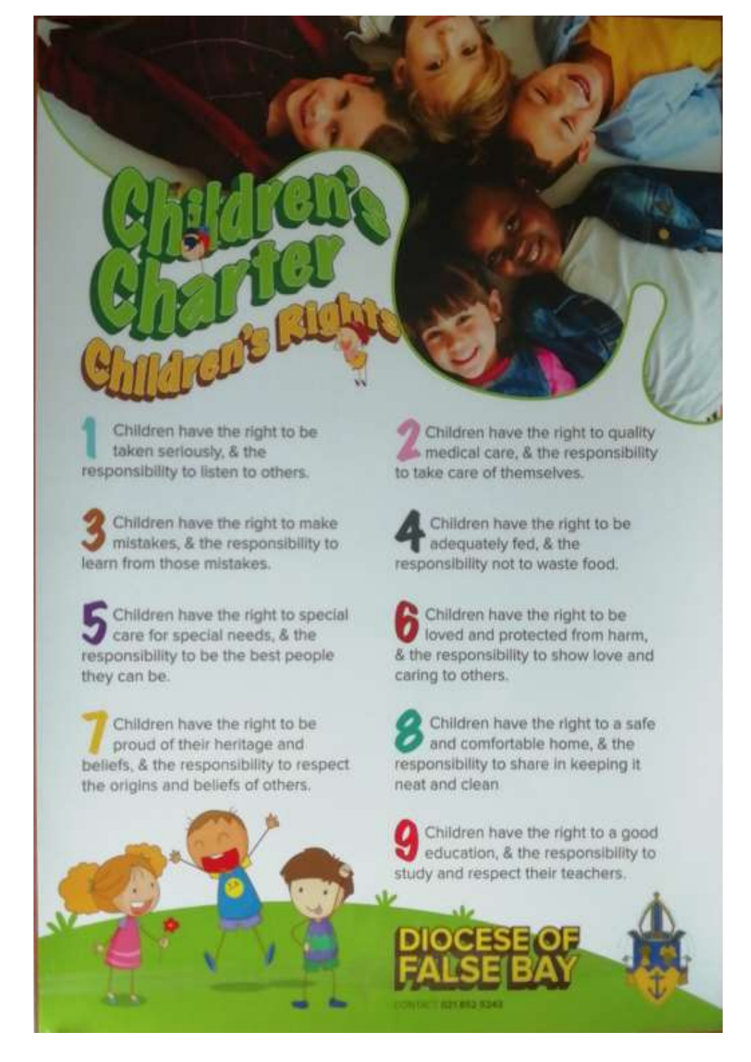# Children's Charter

## Children's Rights

1. Children have the right to be taken seriously, & the responsibility to listen to others.

2. Children have the right to quality medical care, & the responsibility to take care of themselves.

3. Children have the right to make mistakes, & the responsibility to learn from those mistakes.

4. Children have the right to be adequately fed, & the responsibility not to waste food.

5. Children have the right to special care for special needs, & the responsibility to be the best people they can be.

6. Children have the right to be loved and protected from harm, & the responsibility to show love and caring to others.

7. Children have the right to be proud of their heritage and beliefs, & the responsibility to respect the origins and beliefs of others.

8. Children have the right to a safe and comfortable home, & the responsibility to share in keeping it neat and clean.

9. Children have the right to a good education, & the responsibility to study and respect their teachers.

**DIOCESE OF FALSE BAY**

CONTACT 021 852 5243